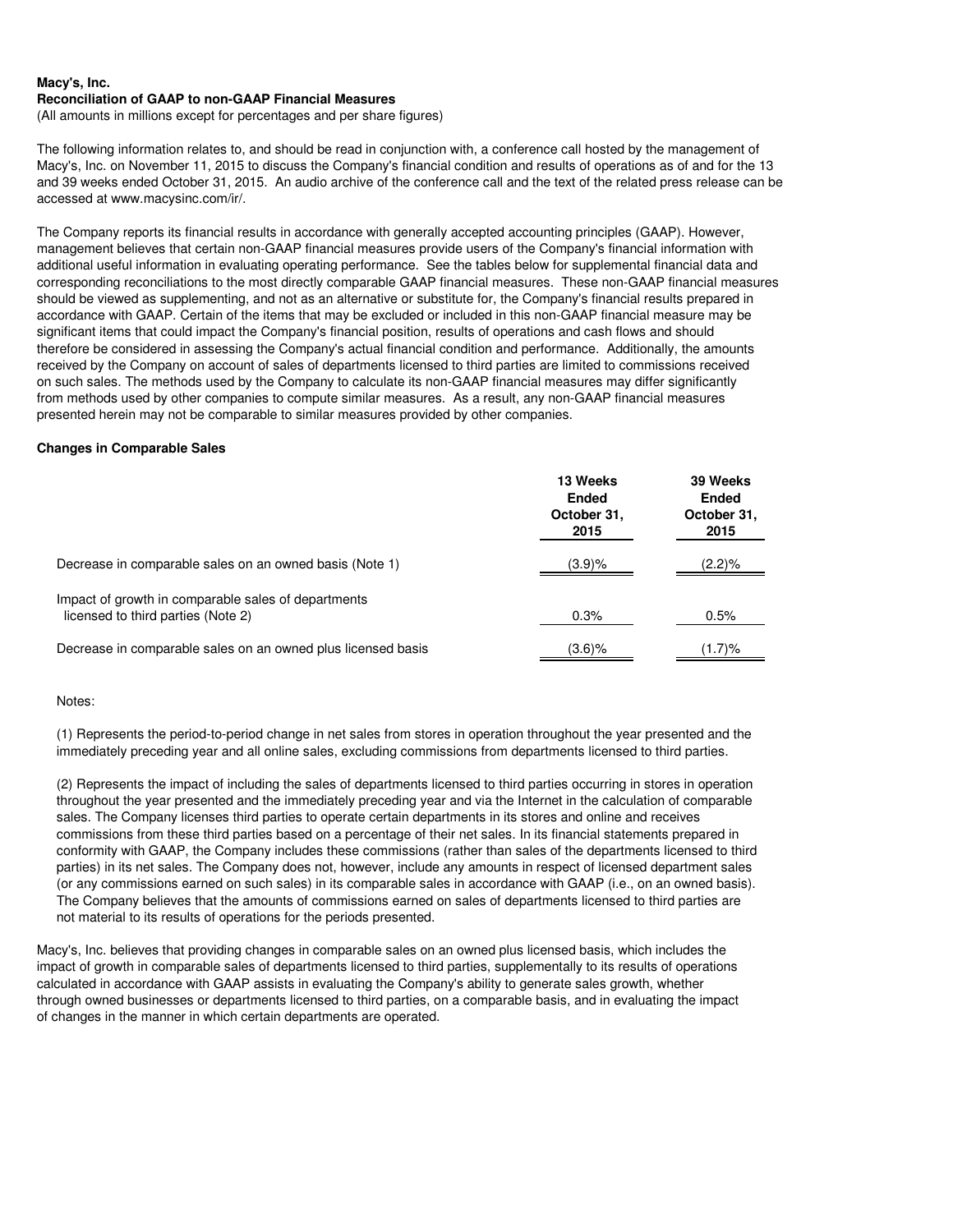**Macy's, Inc.**
**Reconciliation of GAAP to non-GAAP Financial Measures**
(All amounts in millions except for percentages and per share figures)

The following information relates to, and should be read in conjunction with, a conference call hosted by the management of Macy's, Inc. on November 11, 2015 to discuss the Company's financial condition and results of operations as of and for the 13 and 39 weeks ended October 31, 2015. An audio archive of the conference call and the text of the related press release can be accessed at www.macysinc.com/ir/.

The Company reports its financial results in accordance with generally accepted accounting principles (GAAP). However, management believes that certain non-GAAP financial measures provide users of the Company's financial information with additional useful information in evaluating operating performance. See the tables below for supplemental financial data and corresponding reconciliations to the most directly comparable GAAP financial measures. These non-GAAP financial measures should be viewed as supplementing, and not as an alternative or substitute for, the Company's financial results prepared in accordance with GAAP. Certain of the items that may be excluded or included in this non-GAAP financial measure may be significant items that could impact the Company's financial position, results of operations and cash flows and should therefore be considered in assessing the Company's actual financial condition and performance. Additionally, the amounts received by the Company on account of sales of departments licensed to third parties are limited to commissions received on such sales. The methods used by the Company to calculate its non-GAAP financial measures may differ significantly from methods used by other companies to compute similar measures. As a result, any non-GAAP financial measures presented herein may not be comparable to similar measures provided by other companies.

**Changes in Comparable Sales**

| | 13 Weeks Ended October 31, 2015 | 39 Weeks Ended October 31, 2015 |
|---|---|---|
| Decrease in comparable sales on an owned basis (Note 1) | (3.9)% | (2.2)% |
| Impact of growth in comparable sales of departments licensed to third parties (Note 2) | 0.3% | 0.5% |
| Decrease in comparable sales on an owned plus licensed basis | (3.6)% | (1.7)% |

Notes:

(1) Represents the period-to-period change in net sales from stores in operation throughout the year presented and the immediately preceding year and all online sales, excluding commissions from departments licensed to third parties.

(2) Represents the impact of including the sales of departments licensed to third parties occurring in stores in operation throughout the year presented and the immediately preceding year and via the Internet in the calculation of comparable sales. The Company licenses third parties to operate certain departments in its stores and online and receives commissions from these third parties based on a percentage of their net sales. In its financial statements prepared in conformity with GAAP, the Company includes these commissions (rather than sales of the departments licensed to third parties) in its net sales. The Company does not, however, include any amounts in respect of licensed department sales (or any commissions earned on such sales) in its comparable sales in accordance with GAAP (i.e., on an owned basis). The Company believes that the amounts of commissions earned on sales of departments licensed to third parties are not material to its results of operations for the periods presented.

Macy's, Inc. believes that providing changes in comparable sales on an owned plus licensed basis, which includes the impact of growth in comparable sales of departments licensed to third parties, supplementally to its results of operations calculated in accordance with GAAP assists in evaluating the Company's ability to generate sales growth, whether through owned businesses or departments licensed to third parties, on a comparable basis, and in evaluating the impact of changes in the manner in which certain departments are operated.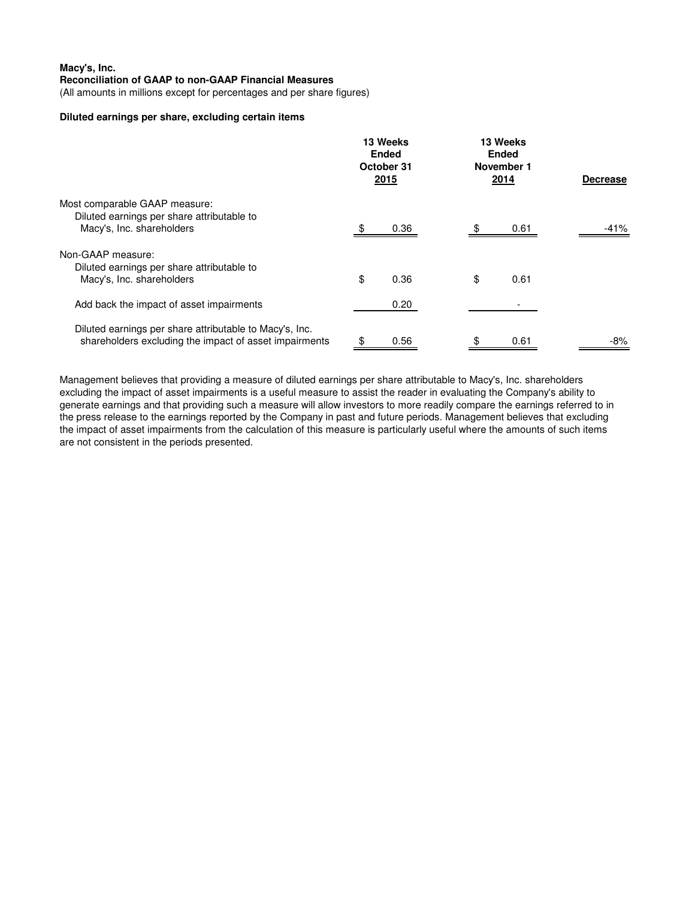**Macy's, Inc.**
**Reconciliation of GAAP to non-GAAP Financial Measures**
(All amounts in millions except for percentages and per share figures)

**Diluted earnings per share, excluding certain items**

| | 13 Weeks Ended October 31 2015 | 13 Weeks Ended November 1 2014 | Decrease |
|---|---|---|---|
| Most comparable GAAP measure: | | | |
| Diluted earnings per share attributable to Macy's, Inc. shareholders | $ 0.36 | $ 0.61 | -41% |
| Non-GAAP measure: | | | |
| Diluted earnings per share attributable to Macy's, Inc. shareholders | $ 0.36 | $ 0.61 | |
| Add back the impact of asset impairments | 0.20 | - | |
| Diluted earnings per share attributable to Macy's, Inc. shareholders excluding the impact of asset impairments | $ 0.56 | $ 0.61 | -8% |

Management believes that providing a measure of diluted earnings per share attributable to Macy's, Inc. shareholders excluding the impact of asset impairments is a useful measure to assist the reader in evaluating the Company's ability to generate earnings and that providing such a measure will allow investors to more readily compare the earnings referred to in the press release to the earnings reported by the Company in past and future periods. Management believes that excluding the impact of asset impairments from the calculation of this measure is particularly useful where the amounts of such items are not consistent in the periods presented.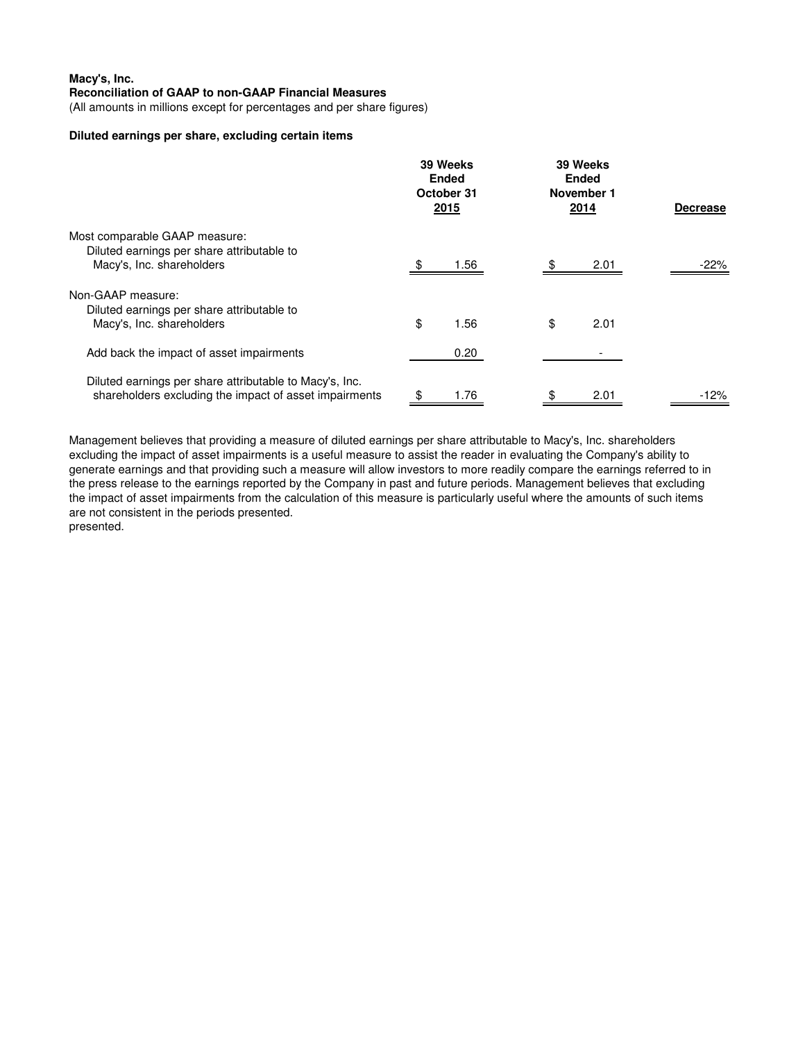**Macy's, Inc.**
**Reconciliation of GAAP to non-GAAP Financial Measures**
(All amounts in millions except for percentages and per share figures)

**Diluted earnings per share, excluding certain items**

| | 39 Weeks Ended October 31 2015 | 39 Weeks Ended November 1 2014 | Decrease |
|---|---|---|---|
| Most comparable GAAP measure: | | | |
| Diluted earnings per share attributable to Macy's, Inc. shareholders | $ 1.56 | $ 2.01 | -22% |
| Non-GAAP measure: | | | |
| Diluted earnings per share attributable to Macy's, Inc. shareholders | $ 1.56 | $ 2.01 | |
| Add back the impact of asset impairments | 0.20 | - | |
| Diluted earnings per share attributable to Macy's, Inc. shareholders excluding the impact of asset impairments | $ 1.76 | $ 2.01 | -12% |

Management believes that providing a measure of diluted earnings per share attributable to Macy's, Inc. shareholders excluding the impact of asset impairments is a useful measure to assist the reader in evaluating the Company's ability to generate earnings and that providing such a measure will allow investors to more readily compare the earnings referred to in the press release to the earnings reported by the Company in past and future periods. Management believes that excluding the impact of asset impairments from the calculation of this measure is particularly useful where the amounts of such items are not consistent in the periods presented.
presented.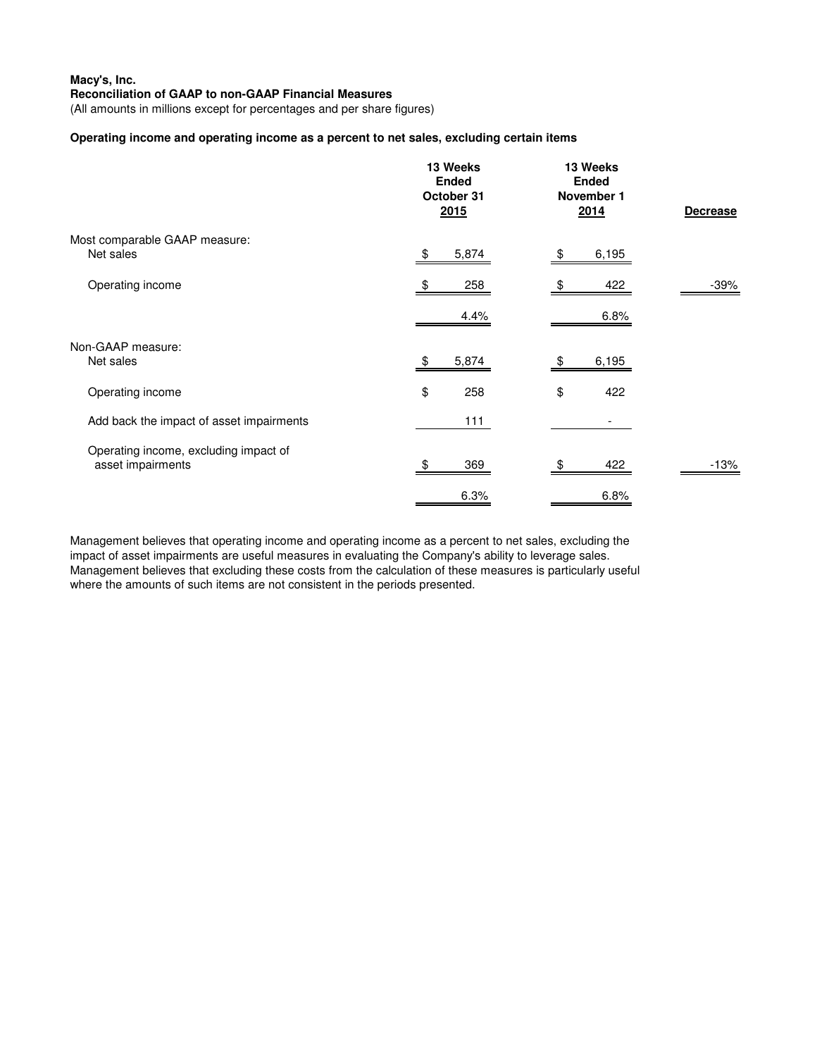**Macy's, Inc.**
**Reconciliation of GAAP to non-GAAP Financial Measures**
(All amounts in millions except for percentages and per share figures)

**Operating income and operating income as a percent to net sales, excluding certain items**

| | 13 Weeks Ended October 31 2015 | 13 Weeks Ended November 1 2014 | Decrease |
|---|---|---|---|
| Most comparable GAAP measure: | | | |
| Net sales | $ 5,874 | $ 6,195 | |
| Operating income | $ 258 | $ 422 | -39% |
| | 4.4% | 6.8% | |
| Non-GAAP measure: | | | |
| Net sales | $ 5,874 | $ 6,195 | |
| Operating income | $ 258 | $ 422 | |
| Add back the impact of asset impairments | 111 | - | |
| Operating income, excluding impact of asset impairments | $ 369 | $ 422 | -13% |
| | 6.3% | 6.8% | |

Management believes that operating income and operating income as a percent to net sales, excluding the impact of asset impairments are useful measures in evaluating the Company's ability to leverage sales. Management believes that excluding these costs from the calculation of these measures is particularly useful where the amounts of such items are not consistent in the periods presented.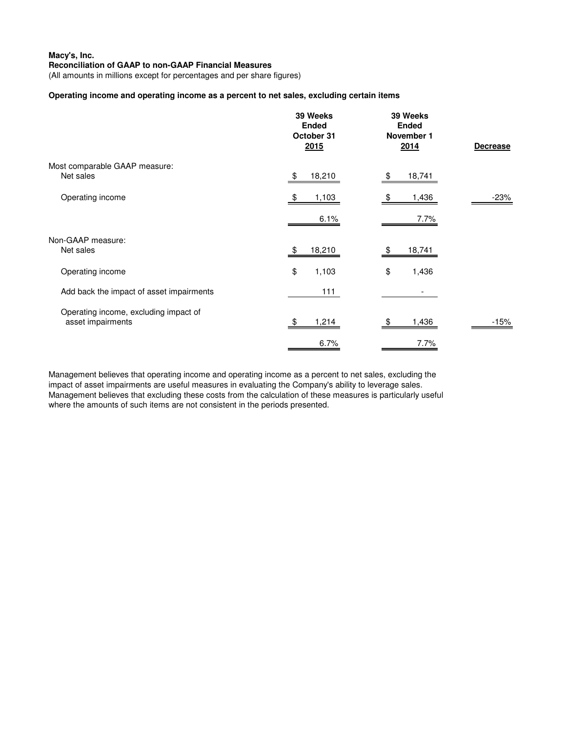**Macy's, Inc.**
**Reconciliation of GAAP to non-GAAP Financial Measures**
(All amounts in millions except for percentages and per share figures)

**Operating income and operating income as a percent to net sales, excluding certain items**

| | 39 Weeks Ended October 31 2015 | 39 Weeks Ended November 1 2014 | Decrease |
|---|---|---|---|
| Most comparable GAAP measure: | | | |
| Net sales | $ 18,210 | $ 18,741 | |
| Operating income | $ 1,103 | $ 1,436 | -23% |
| | 6.1% | 7.7% | |
| Non-GAAP measure: | | | |
| Net sales | $ 18,210 | $ 18,741 | |
| Operating income | $ 1,103 | $ 1,436 | |
| Add back the impact of asset impairments | 111 | - | |
| Operating income, excluding impact of asset impairments | $ 1,214 | $ 1,436 | -15% |
| | 6.7% | 7.7% | |

Management believes that operating income and operating income as a percent to net sales, excluding the impact of asset impairments are useful measures in evaluating the Company's ability to leverage sales. Management believes that excluding these costs from the calculation of these measures is particularly useful where the amounts of such items are not consistent in the periods presented.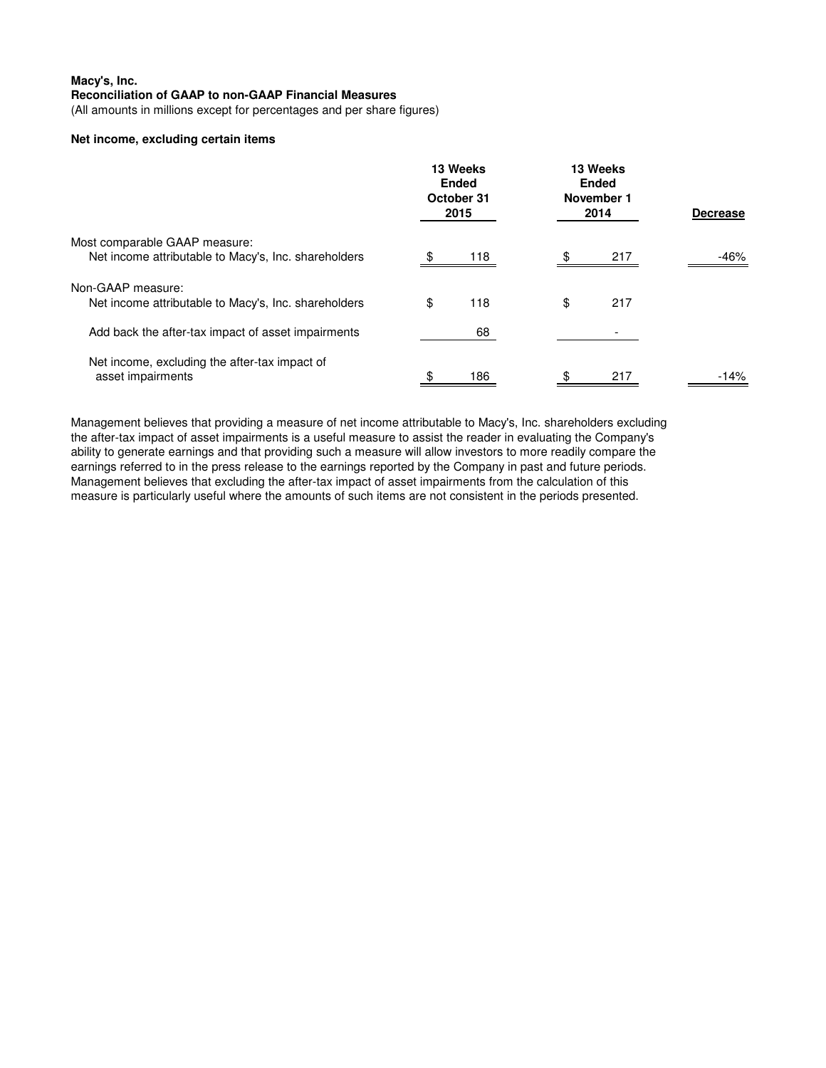**Macy's, Inc.**
**Reconciliation of GAAP to non-GAAP Financial Measures**
(All amounts in millions except for percentages and per share figures)

**Net income, excluding certain items**

| | 13 Weeks Ended October 31 2015 | 13 Weeks Ended November 1 2014 | Decrease |
|---|---|---|---|
| Most comparable GAAP measure: | | | |
| Net income attributable to Macy's, Inc. shareholders | $ 118 | $ 217 | -46% |
| Non-GAAP measure: | | | |
| Net income attributable to Macy's, Inc. shareholders | $ 118 | $ 217 | |
| Add back the after-tax impact of asset impairments | 68 | - | |
| Net income, excluding the after-tax impact of asset impairments | $ 186 | $ 217 | -14% |

Management believes that providing a measure of net income attributable to Macy's, Inc. shareholders excluding the after-tax impact of asset impairments is a useful measure to assist the reader in evaluating the Company's ability to generate earnings and that providing such a measure will allow investors to more readily compare the earnings referred to in the press release to the earnings reported by the Company in past and future periods. Management believes that excluding the after-tax impact of asset impairments from the calculation of this measure is particularly useful where the amounts of such items are not consistent in the periods presented.